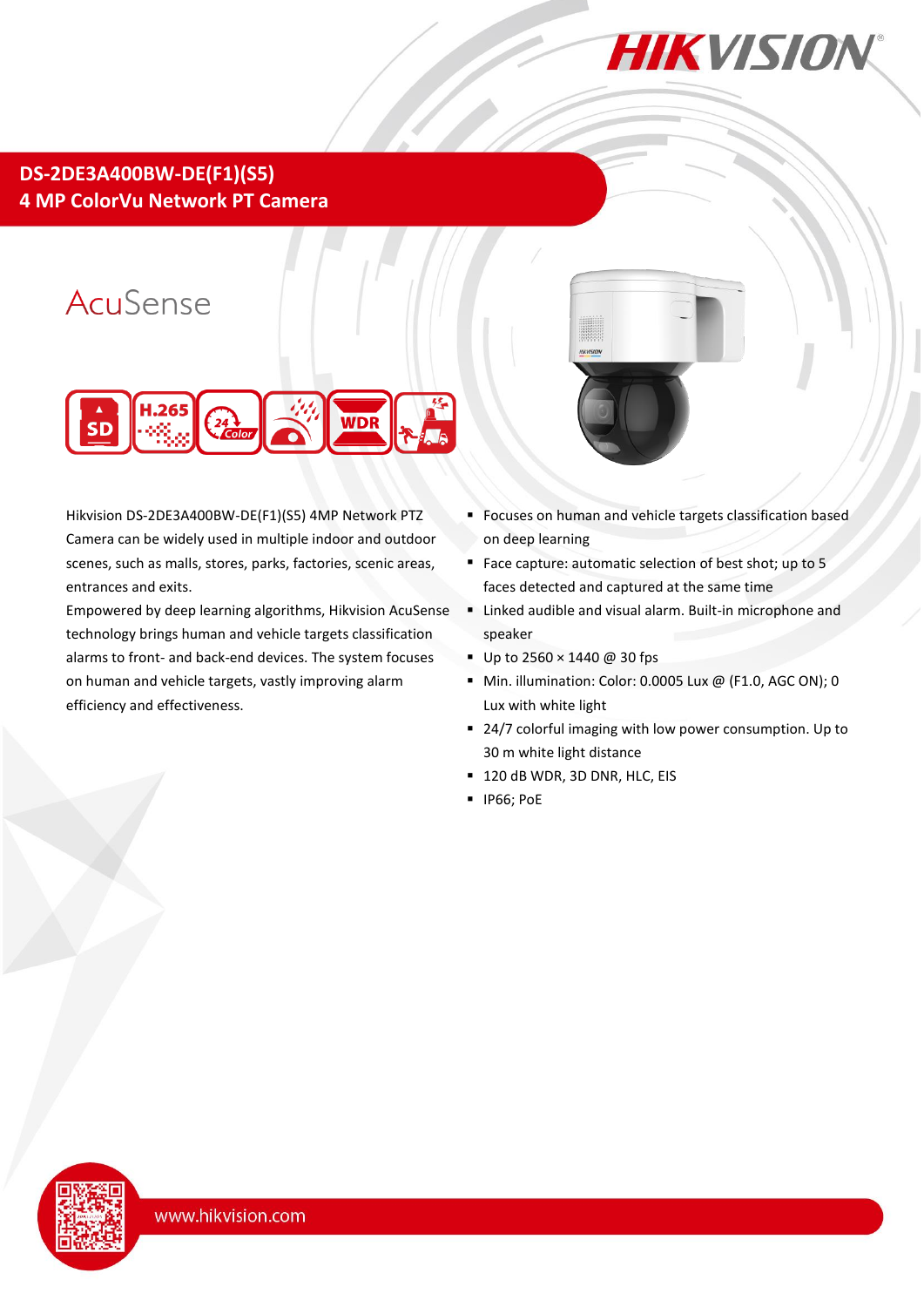# DS-2DE3A400BW-DE(F1)(S5)

## 4 MP ColorVu Network PT Camera

AcuSense

Hikvision DS-2DE3A400BW-DE(F1)(S5) 4MP Network PTZ Camera can be widely used in multiple indoor and outdoor scenes, such as malls, stores, parks, factories, scenic areas, entrances and exits.

Empowered by deep learning algorithms, Hikvision AcuSense technology brings human and vehicle targets classification alarms to front- and back-end devices. The system focuses on human and vehicle targets, vastly improving alarm efficiency and effectiveness.

- Focuses on human and vehicle targets classification based on deep learning
- Face capture: automatic selection of best shot; up to 5 faces detected and captured at the same time
- Linked audible and visual alarm. Built-in microphone and speaker
- Up to 2560 × 1440 @ 30 fps
- Min. illumination: Color: 0.0005 Lux @ (F1.0, AGC ON); 0 Lux with white light
- 24/7 colorful imaging with low power consumption. Up to 30 m white light distance
- 120 dB WDR, 3D DNR, HLC, EIS
- IP66; PoE

www.hikvision.com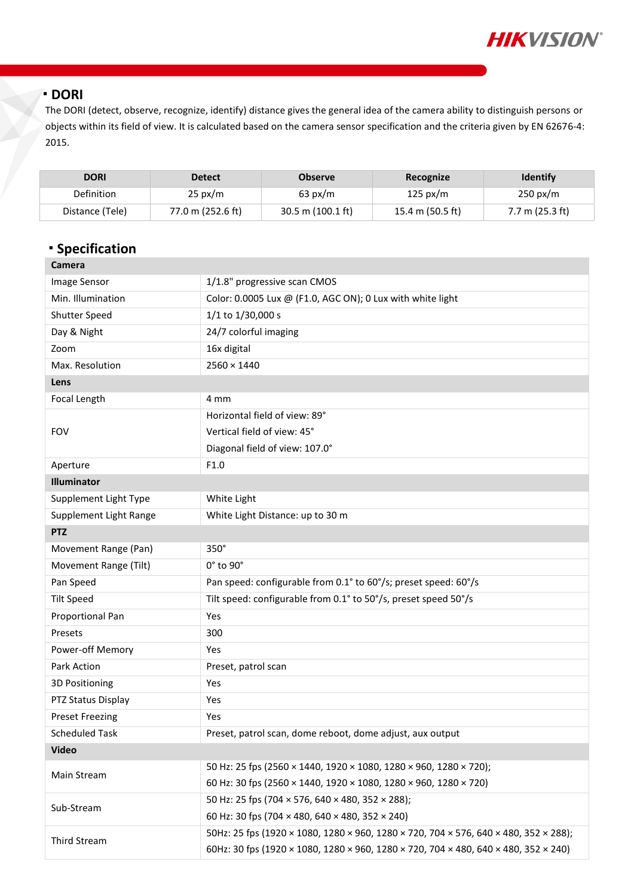## DORI

The DORI (detect, observe, recognize, identify) distance gives the general idea of the camera ability to distinguish persons or objects within its field of view. It is calculated based on the camera sensor specification and the criteria given by EN 62676-4: 2015.

| DORI | Detect | Observe | Recognize | Identify |
|---|---|---|---|---|
| Definition | 25 px/m | 63 px/m | 125 px/m | 250 px/m |
| Distance (Tele) | 77.0 m (252.6 ft) | 30.5 m (100.1 ft) | 15.4 m (50.5 ft) | 7.7 m (25.3 ft) |

## Specification

| **Camera** | |
|---|---|
| Image Sensor | 1/1.8" progressive scan CMOS |
| Min. Illumination | Color: 0.0005 Lux @ (F1.0, AGC ON); 0 Lux with white light |
| Shutter Speed | 1/1 to 1/30,000 s |
| Day & Night | 24/7 colorful imaging |
| Zoom | 16x digital |
| Max. Resolution | 2560 × 1440 |
| **Lens** | |
| Focal Length | 4 mm |
| FOV | Horizontal field of view: 89°<br>Vertical field of view: 45°<br>Diagonal field of view: 107.0° |
| Aperture | F1.0 |
| **Illuminator** | |
| Supplement Light Type | White Light |
| Supplement Light Range | White Light Distance: up to 30 m |
| **PTZ** | |
| Movement Range (Pan) | 350° |
| Movement Range (Tilt) | 0° to 90° |
| Pan Speed | Pan speed: configurable from 0.1° to 60°/s; preset speed: 60°/s |
| Tilt Speed | Tilt speed: configurable from 0.1° to 50°/s, preset speed 50°/s |
| Proportional Pan | Yes |
| Presets | 300 |
| Power-off Memory | Yes |
| Park Action | Preset, patrol scan |
| 3D Positioning | Yes |
| PTZ Status Display | Yes |
| Preset Freezing | Yes |
| Scheduled Task | Preset, patrol scan, dome reboot, dome adjust, aux output |
| **Video** | |
| Main Stream | 50 Hz: 25 fps (2560 × 1440, 1920 × 1080, 1280 × 960, 1280 × 720);<br>60 Hz: 30 fps (2560 × 1440, 1920 × 1080, 1280 × 960, 1280 × 720) |
| Sub-Stream | 50 Hz: 25 fps (704 × 576, 640 × 480, 352 × 288);<br>60 Hz: 30 fps (704 × 480, 640 × 480, 352 × 240) |
| Third Stream | 50Hz: 25 fps (1920 × 1080, 1280 × 960, 1280 × 720, 704 × 576, 640 × 480, 352 × 288);<br>60Hz: 30 fps (1920 × 1080, 1280 × 960, 1280 × 720, 704 × 480, 640 × 480, 352 × 240) |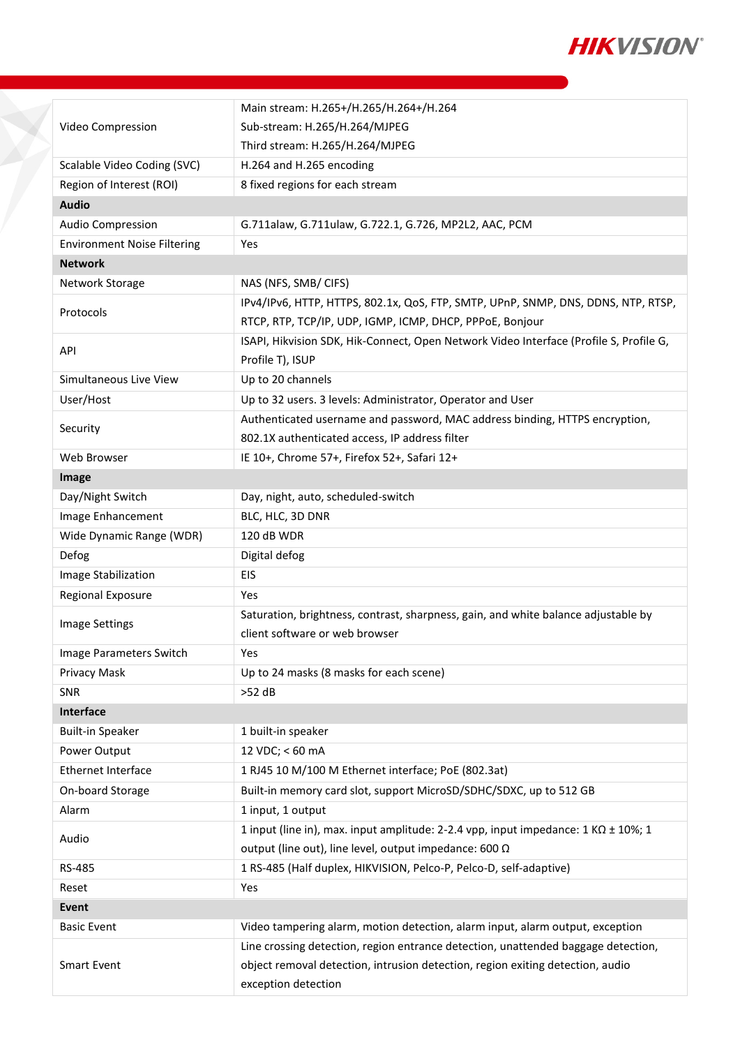| | |
|---|---|
| Video Compression | Main stream: H.265+/H.265/H.264+/H.264<br>Sub-stream: H.265/H.264/MJPEG<br>Third stream: H.265/H.264/MJPEG |
| Scalable Video Coding (SVC) | H.264 and H.265 encoding |
| Region of Interest (ROI) | 8 fixed regions for each stream |
| **Audio** | |
| Audio Compression | G.711alaw, G.711ulaw, G.722.1, G.726, MP2L2, AAC, PCM |
| Environment Noise Filtering | Yes |
| **Network** | |
| Network Storage | NAS (NFS, SMB/ CIFS) |
| Protocols | IPv4/IPv6, HTTP, HTTPS, 802.1x, QoS, FTP, SMTP, UPnP, SNMP, DNS, DDNS, NTP, RTSP, RTCP, RTP, TCP/IP, UDP, IGMP, ICMP, DHCP, PPPoE, Bonjour |
| API | ISAPI, Hikvision SDK, Hik-Connect, Open Network Video Interface (Profile S, Profile G, Profile T), ISUP |
| Simultaneous Live View | Up to 20 channels |
| User/Host | Up to 32 users. 3 levels: Administrator, Operator and User |
| Security | Authenticated username and password, MAC address binding, HTTPS encryption, 802.1X authenticated access, IP address filter |
| Web Browser | IE 10+, Chrome 57+, Firefox 52+, Safari 12+ |
| **Image** | |
| Day/Night Switch | Day, night, auto, scheduled-switch |
| Image Enhancement | BLC, HLC, 3D DNR |
| Wide Dynamic Range (WDR) | 120 dB WDR |
| Defog | Digital defog |
| Image Stabilization | EIS |
| Regional Exposure | Yes |
| Image Settings | Saturation, brightness, contrast, sharpness, gain, and white balance adjustable by client software or web browser |
| Image Parameters Switch | Yes |
| Privacy Mask | Up to 24 masks (8 masks for each scene) |
| SNR | >52 dB |
| **Interface** | |
| Built-in Speaker | 1 built-in speaker |
| Power Output | 12 VDC; < 60 mA |
| Ethernet Interface | 1 RJ45 10 M/100 M Ethernet interface; PoE (802.3at) |
| On-board Storage | Built-in memory card slot, support MicroSD/SDHC/SDXC, up to 512 GB |
| Alarm | 1 input, 1 output |
| Audio | 1 input (line in), max. input amplitude: 2-2.4 vpp, input impedance: 1 KΩ ± 10%; 1 output (line out), line level, output impedance: 600 Ω |
| RS-485 | 1 RS-485 (Half duplex, HIKVISION, Pelco-P, Pelco-D, self-adaptive) |
| Reset | Yes |
| **Event** | |
| Basic Event | Video tampering alarm, motion detection, alarm input, alarm output, exception |
| Smart Event | Line crossing detection, region entrance detection, unattended baggage detection, object removal detection, intrusion detection, region exiting detection, audio exception detection |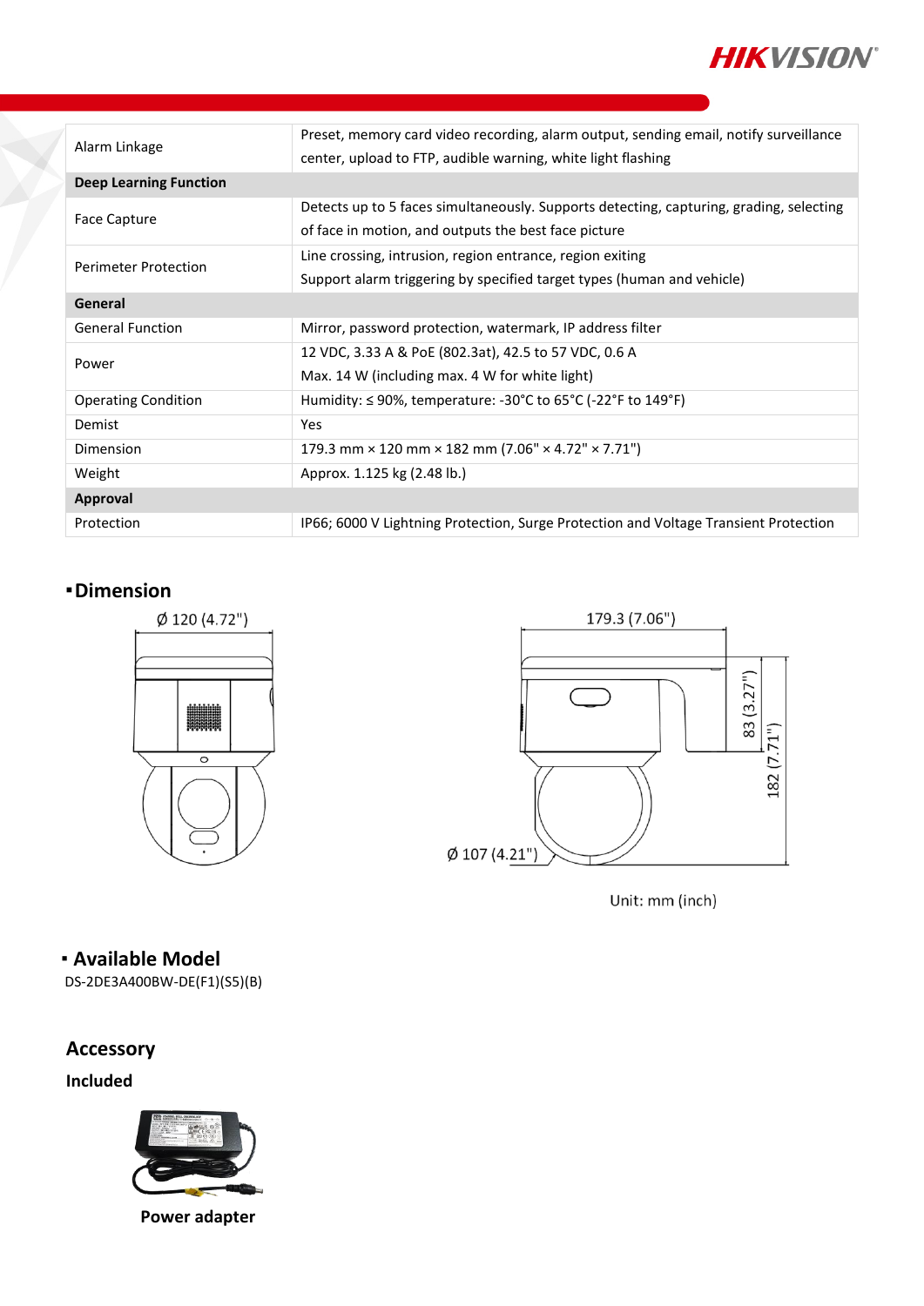| | |
|---|---|
| Alarm Linkage | Preset, memory card video recording, alarm output, sending email, notify surveillance center, upload to FTP, audible warning, white light flashing |
| **Deep Learning Function** | |
| Face Capture | Detects up to 5 faces simultaneously. Supports detecting, capturing, grading, selecting of face in motion, and outputs the best face picture |
| Perimeter Protection | Line crossing, intrusion, region entrance, region exiting<br>Support alarm triggering by specified target types (human and vehicle) |
| **General** | |
| General Function | Mirror, password protection, watermark, IP address filter |
| Power | 12 VDC, 3.33 A & PoE (802.3at), 42.5 to 57 VDC, 0.6 A<br>Max. 14 W (including max. 4 W for white light) |
| Operating Condition | Humidity: ≤ 90%, temperature: -30°C to 65°C (-22°F to 149°F) |
| Demist | Yes |
| Dimension | 179.3 mm × 120 mm × 182 mm (7.06" × 4.72" × 7.71") |
| Weight | Approx. 1.125 kg (2.48 lb.) |
| **Approval** | |
| Protection | IP66; 6000 V Lightning Protection, Surge Protection and Voltage Transient Protection |

## Dimension

Ø 120 (4.72")

179.3 (7.06")

83 (3.27")

182 (7.71")

Ø 107 (4.21")

Unit: mm (inch)

## Available Model

DS-2DE3A400BW-DE(F1)(S5)(B)

## Accessory

### Included

Power adapter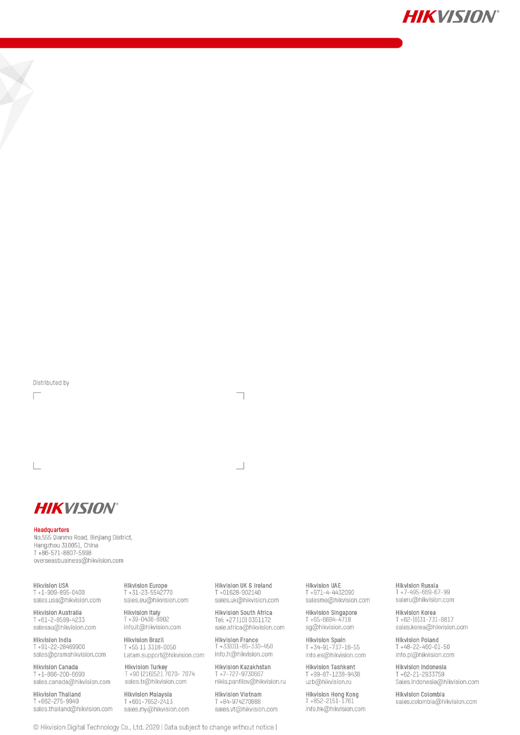Distributed by

**HIKVISION**

**Headquarters**
No.555 Qianmo Road, Binjiang District,
Hangzhou 310051, China
T +86-571-8807-5998
overseasbusiness@hikvision.com

**Hikvision USA**
T +1-909-895-0400
sales.usa@hikvision.com

**Hikvision Australia**
T +61-2-8599-4233
salesau@hikvision.com

**Hikvision India**
T +91-22-28469900
sales@pramahikvision.com

**Hikvision Canada**
T +1-866-200-6690
sales.canada@hikvision.com

**Hikvision Thailand**
T +662-275-9949
sales.thailand@hikvision.com

**Hikvision Europe**
T +31-23-5542770
sales.eu@hikvision.com

**Hikvision Italy**
T +39-0438-6902
info.it@hikvision.com

**Hikvision Brazil**
T +55 11 3318-0050
Latam.support@hikvision.com

**Hikvision Turkey**
T +90 (216)521 7070- 7074
sales.tr@hikvision.com

**Hikvision Malaysia**
T +601-7652-2413
sales.my@hikvision.com

**Hikvision UK & Ireland**
T +01628-902140
sales.uk@hikvision.com

**Hikvision South Africa**
Tel: +27 (10) 0351172
sale.africa@hikvision.com

**Hikvision France**
T +33(0)1-85-330-450
info.fr@hikvision.com

**Hikvision Kazakhstan**
T +7-727-9730667
nikia.panfilov@hikvision.ru

**Hikvision Vietnam**
T +84-974270888
sales.vt@hikvision.com

**Hikvision UAE**
T +971-4-4432090
salesme@hikvision.com

**Hikvision Singapore**
T +65-6684-4718
sg@hikvision.com

**Hikvision Spain**
T +34-91-737-16-55
info.es@hikvision.com

**Hikvision Tashkent**
T +99-87-1238-9438
uzb@hikvision.ru

**Hikvision Hong Kong**
T +852-2151-1761
info.hk@hikvision.com

**Hikvision Russia**
T +7-495-669-67-99
saleru@hikvision.com

**Hikvision Korea**
T +82-(0)31-731-8817
sales.korea@hikvision.com

**Hikvision Poland**
T +48-22-460-01-50
info.pl@hikvision.com

**Hikvision Indonesia**
T +62-21-2933759
Sales.Indonesia@hikvision.com

**Hikvision Colombia**
sales.colombia@hikvision.com

© Hikvision Digital Technology Co., Ltd. 2020 | Data subject to change without notice |